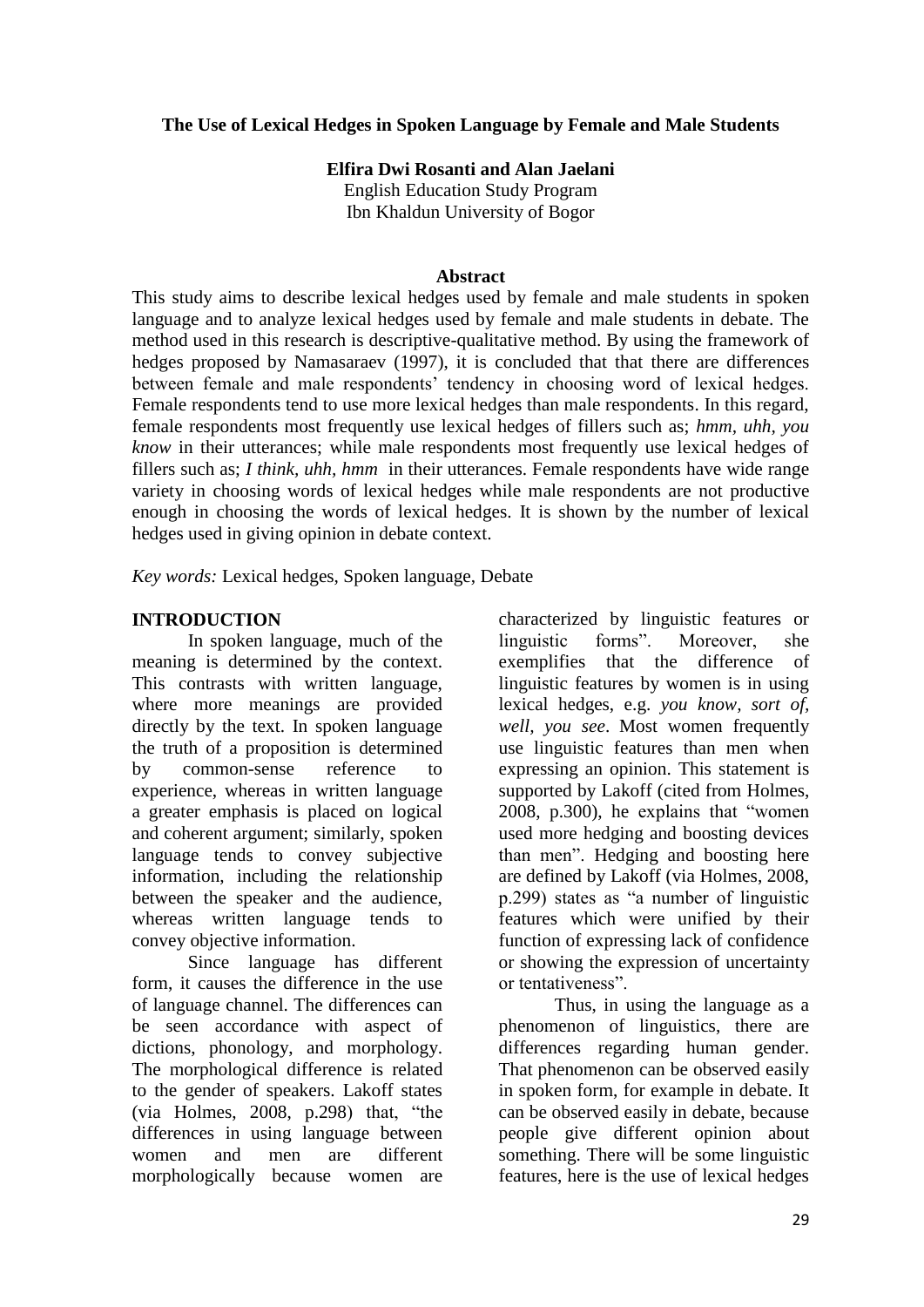# The Use of Lexical Hedges in Spoken Language by Female and Male Students

**Elfira Dwi Rosanti and Alan Jaelani**

English Education Study Program

Ibn Khaldun University of Bogor

## Abstract

This study aims to describe lexical hedges used by female and male students in spoken language and to analyze lexical hedges used by female and male students in debate. The method used in this research is descriptive-qualitative method. By using the framework of hedges proposed by Namasaraev (1997), it is concluded that that there are differences between female and male respondents' tendency in choosing word of lexical hedges. Female respondents tend to use more lexical hedges than male respondents. In this regard, female respondents most frequently use lexical hedges of fillers such as; *hmm, uhh, you know* in their utterances; while male respondents most frequently use lexical hedges of fillers such as; *I think, uhh, hmm* in their utterances. Female respondents have wide range variety in choosing words of lexical hedges while male respondents are not productive enough in choosing the words of lexical hedges. It is shown by the number of lexical hedges used in giving opinion in debate context.

*Key words:* Lexical hedges, Spoken language, Debate

## INTRODUCTION

In spoken language, much of the meaning is determined by the context. This contrasts with written language, where more meanings are provided directly by the text. In spoken language the truth of a proposition is determined by common-sense reference to experience, whereas in written language a greater emphasis is placed on logical and coherent argument; similarly, spoken language tends to convey subjective information, including the relationship between the speaker and the audience, whereas written language tends to convey objective information.

Since language has different form, it causes the difference in the use of language channel. The differences can be seen accordance with aspect of dictions, phonology, and morphology. The morphological difference is related to the gender of speakers. Lakoff states (via Holmes, 2008, p.298) that, "the differences in using language between women and men are different morphologically because women are characterized by linguistic features or linguistic forms". Moreover, she exemplifies that the difference of linguistic features by women is in using lexical hedges, e.g. *you know, sort of, well, you see*. Most women frequently use linguistic features than men when expressing an opinion. This statement is supported by Lakoff (cited from Holmes, 2008, p.300), he explains that "women used more hedging and boosting devices than men". Hedging and boosting here are defined by Lakoff (via Holmes, 2008, p.299) states as "a number of linguistic features which were unified by their function of expressing lack of confidence or showing the expression of uncertainty or tentativeness".

Thus, in using the language as a phenomenon of linguistics, there are differences regarding human gender. That phenomenon can be observed easily in spoken form, for example in debate. It can be observed easily in debate, because people give different opinion about something. There will be some linguistic features, here is the use of lexical hedges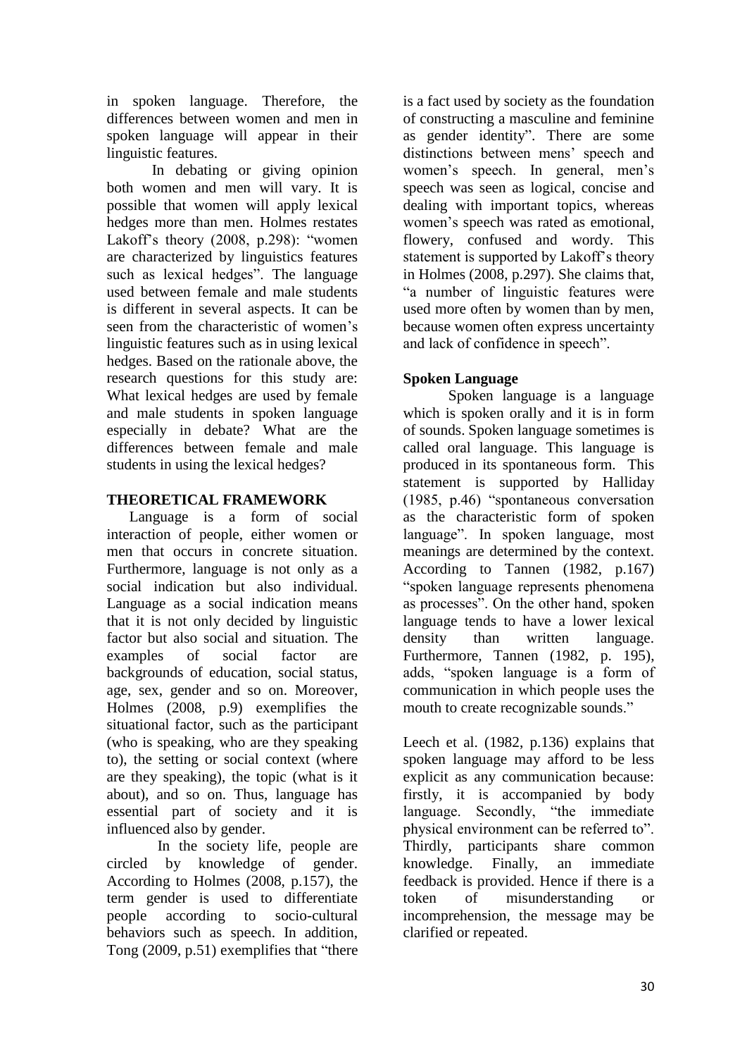in spoken language. Therefore, the differences between women and men in spoken language will appear in their linguistic features.

In debating or giving opinion both women and men will vary. It is possible that women will apply lexical hedges more than men. Holmes restates Lakoff's theory (2008, p.298): "women are characterized by linguistics features such as lexical hedges". The language used between female and male students is different in several aspects. It can be seen from the characteristic of women's linguistic features such as in using lexical hedges. Based on the rationale above, the research questions for this study are: What lexical hedges are used by female and male students in spoken language especially in debate? What are the differences between female and male students in using the lexical hedges?

## THEORETICAL FRAMEWORK

Language is a form of social interaction of people, either women or men that occurs in concrete situation. Furthermore, language is not only as a social indication but also individual. Language as a social indication means that it is not only decided by linguistic factor but also social and situation. The examples of social factor are backgrounds of education, social status, age, sex, gender and so on. Moreover, Holmes (2008, p.9) exemplifies the situational factor, such as the participant (who is speaking, who are they speaking to), the setting or social context (where are they speaking), the topic (what is it about), and so on. Thus, language has essential part of society and it is influenced also by gender.

In the society life, people are circled by knowledge of gender. According to Holmes (2008, p.157), the term gender is used to differentiate people according to socio-cultural behaviors such as speech. In addition, Tong (2009, p.51) exemplifies that "there is a fact used by society as the foundation of constructing a masculine and feminine as gender identity". There are some distinctions between mens' speech and women's speech. In general, men's speech was seen as logical, concise and dealing with important topics, whereas women's speech was rated as emotional, flowery, confused and wordy. This statement is supported by Lakoff's theory in Holmes (2008, p.297). She claims that, "a number of linguistic features were used more often by women than by men, because women often express uncertainty and lack of confidence in speech".

### Spoken Language

Spoken language is a language which is spoken orally and it is in form of sounds. Spoken language sometimes is called oral language. This language is produced in its spontaneous form. This statement is supported by Halliday (1985, p.46) "spontaneous conversation as the characteristic form of spoken language". In spoken language, most meanings are determined by the context. According to Tannen (1982, p.167) "spoken language represents phenomena as processes". On the other hand, spoken language tends to have a lower lexical density than written language. Furthermore, Tannen (1982, p. 195), adds, "spoken language is a form of communication in which people uses the mouth to create recognizable sounds."

Leech et al. (1982, p.136) explains that spoken language may afford to be less explicit as any communication because: firstly, it is accompanied by body language. Secondly, "the immediate physical environment can be referred to". Thirdly, participants share common knowledge. Finally, an immediate feedback is provided. Hence if there is a token of misunderstanding or incomprehension, the message may be clarified or repeated.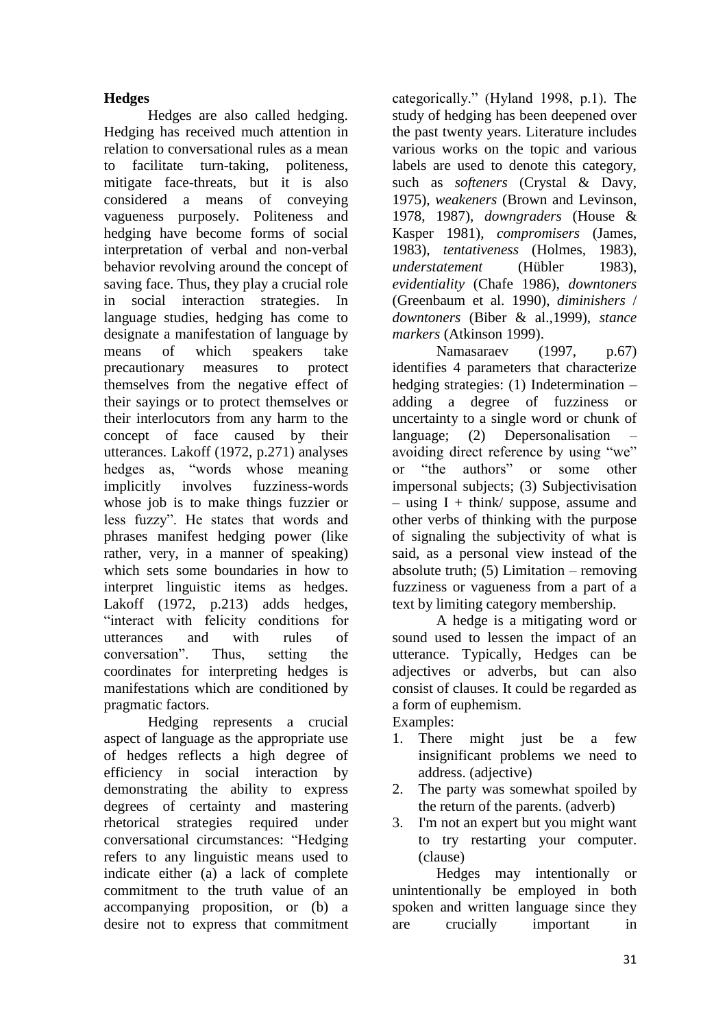**Hedges**

Hedges are also called hedging. Hedging has received much attention in relation to conversational rules as a mean to facilitate turn-taking, politeness, mitigate face-threats, but it is also considered a means of conveying vagueness purposely. Politeness and hedging have become forms of social interpretation of verbal and non-verbal behavior revolving around the concept of saving face. Thus, they play a crucial role in social interaction strategies. In language studies, hedging has come to designate a manifestation of language by means of which speakers take precautionary measures to protect themselves from the negative effect of their sayings or to protect themselves or their interlocutors from any harm to the concept of face caused by their utterances. Lakoff (1972, p.271) analyses hedges as, "words whose meaning implicitly involves fuzziness-words whose job is to make things fuzzier or less fuzzy". He states that words and phrases manifest hedging power (like rather, very, in a manner of speaking) which sets some boundaries in how to interpret linguistic items as hedges. Lakoff (1972, p.213) adds hedges, "interact with felicity conditions for utterances and with rules of conversation". Thus, setting the coordinates for interpreting hedges is manifestations which are conditioned by pragmatic factors.

Hedging represents a crucial aspect of language as the appropriate use of hedges reflects a high degree of efficiency in social interaction by demonstrating the ability to express degrees of certainty and mastering rhetorical strategies required under conversational circumstances: "Hedging refers to any linguistic means used to indicate either (a) a lack of complete commitment to the truth value of an accompanying proposition, or (b) a desire not to express that commitment categorically." (Hyland 1998, p.1). The study of hedging has been deepened over the past twenty years. Literature includes various works on the topic and various labels are used to denote this category, such as *softeners* (Crystal & Davy, 1975), *weakeners* (Brown and Levinson, 1978, 1987), *downgraders* (House & Kasper 1981), *compromisers* (James, 1983), *tentativeness* (Holmes, 1983), *understatement* (Hübler 1983), *evidentiality* (Chafe 1986), *downtoners* (Greenbaum et al. 1990), *diminishers* / *downtoners* (Biber & al.,1999), *stance markers* (Atkinson 1999).

Namasaraev (1997, p.67) identifies 4 parameters that characterize hedging strategies: (1) Indetermination – adding a degree of fuzziness or uncertainty to a single word or chunk of language; (2) Depersonalisation – avoiding direct reference by using "we" or "the authors" or some other impersonal subjects; (3) Subjectivisation – using I + think/ suppose, assume and other verbs of thinking with the purpose of signaling the subjectivity of what is said, as a personal view instead of the absolute truth; (5) Limitation – removing fuzziness or vagueness from a part of a text by limiting category membership.

A hedge is a mitigating word or sound used to lessen the impact of an utterance. Typically, Hedges can be adjectives or adverbs, but can also consist of clauses. It could be regarded as a form of euphemism.

Examples:

1. There might just be a few insignificant problems we need to address. (adjective)
2. The party was somewhat spoiled by the return of the parents. (adverb)
3. I'm not an expert but you might want to try restarting your computer. (clause)

Hedges may intentionally or unintentionally be employed in both spoken and written language since they are crucially important in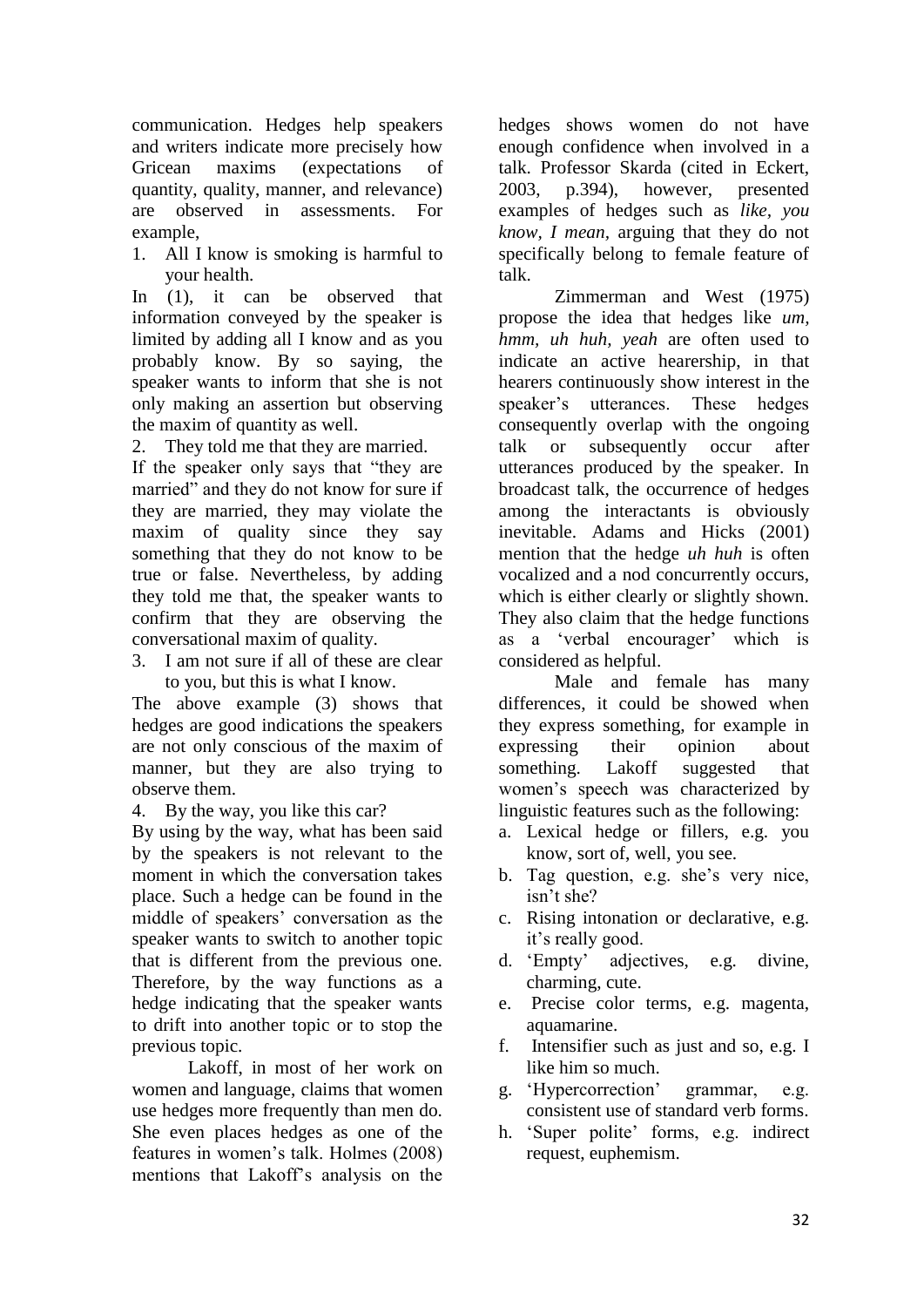communication. Hedges help speakers and writers indicate more precisely how Gricean maxims (expectations of quantity, quality, manner, and relevance) are observed in assessments. For example,

1. All I know is smoking is harmful to your health.

In (1), it can be observed that information conveyed by the speaker is limited by adding all I know and as you probably know. By so saying, the speaker wants to inform that she is not only making an assertion but observing the maxim of quantity as well.

2. They told me that they are married.

If the speaker only says that "they are married" and they do not know for sure if they are married, they may violate the maxim of quality since they say something that they do not know to be true or false. Nevertheless, by adding they told me that, the speaker wants to confirm that they are observing the conversational maxim of quality.

3. I am not sure if all of these are clear to you, but this is what I know.

The above example (3) shows that hedges are good indications the speakers are not only conscious of the maxim of manner, but they are also trying to observe them.

4. By the way, you like this car?

By using by the way, what has been said by the speakers is not relevant to the moment in which the conversation takes place. Such a hedge can be found in the middle of speakers' conversation as the speaker wants to switch to another topic that is different from the previous one. Therefore, by the way functions as a hedge indicating that the speaker wants to drift into another topic or to stop the previous topic.

Lakoff, in most of her work on women and language, claims that women use hedges more frequently than men do. She even places hedges as one of the features in women's talk. Holmes (2008) mentions that Lakoff's analysis on the hedges shows women do not have enough confidence when involved in a talk. Professor Skarda (cited in Eckert, 2003, p.394), however, presented examples of hedges such as *like, you know, I mean,* arguing that they do not specifically belong to female feature of talk.

Zimmerman and West (1975) propose the idea that hedges like *um, hmm, uh huh, yeah* are often used to indicate an active hearership, in that hearers continuously show interest in the speaker's utterances. These hedges consequently overlap with the ongoing talk or subsequently occur after utterances produced by the speaker. In broadcast talk, the occurrence of hedges among the interactants is obviously inevitable. Adams and Hicks (2001) mention that the hedge *uh huh* is often vocalized and a nod concurrently occurs, which is either clearly or slightly shown. They also claim that the hedge functions as a 'verbal encourager' which is considered as helpful.

Male and female has many differences, it could be showed when they express something, for example in expressing their opinion about something. Lakoff suggested that women's speech was characterized by linguistic features such as the following:

a. Lexical hedge or fillers, e.g. you know, sort of, well, you see.
b. Tag question, e.g. she's very nice, isn't she?
c. Rising intonation or declarative, e.g. it's really good.
d. 'Empty' adjectives, e.g. divine, charming, cute.
e. Precise color terms, e.g. magenta, aquamarine.
f. Intensifier such as just and so, e.g. I like him so much.
g. 'Hypercorrection' grammar, e.g. consistent use of standard verb forms.
h. 'Super polite' forms, e.g. indirect request, euphemism.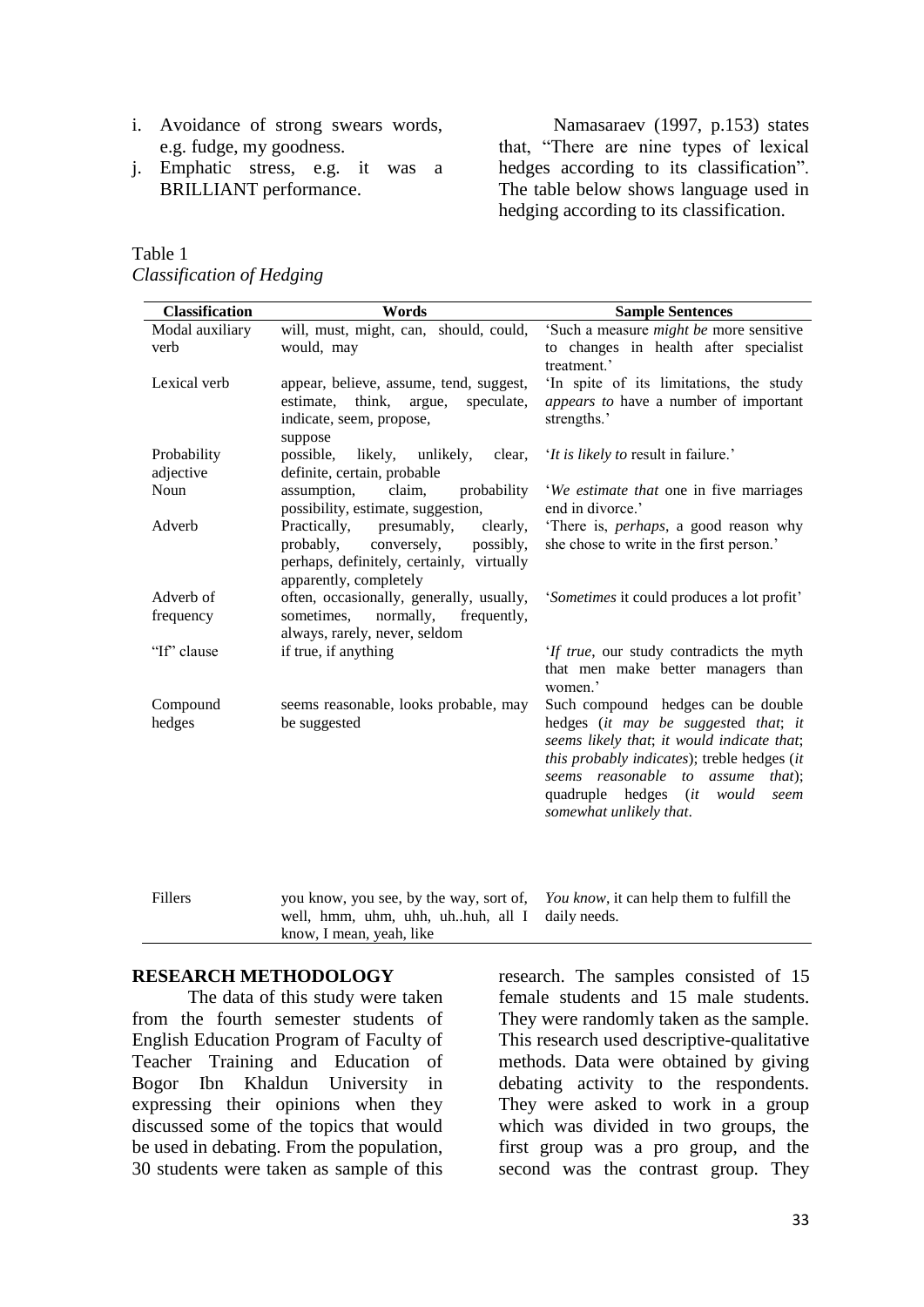i. Avoidance of strong swears words, e.g. fudge, my goodness.
j. Emphatic stress, e.g. it was a BRILLIANT performance.

Namasaraev (1997, p.153) states that, "There are nine types of lexical hedges according to its classification". The table below shows language used in hedging according to its classification.

Table 1
*Classification of Hedging*

| Classification | Words | Sample Sentences |
|---|---|---|
| Modal auxiliary verb | will, must, might, can, should, could, would, may | 'Such a measure *might be* more sensitive to changes in health after specialist treatment.' |
| Lexical verb | appear, believe, assume, tend, suggest, estimate, think, argue, speculate, indicate, seem, propose, suppose | 'In spite of its limitations, the study *appears to* have a number of important strengths.' |
| Probability adjective | possible, likely, unlikely, clear, definite, certain, probable | '*It is likely to* result in failure.' |
| Noun | assumption, claim, probability possibility, estimate, suggestion, | '*We estimate that* one in five marriages end in divorce.' |
| Adverb | Practically, presumably, clearly, probably, conversely, possibly, perhaps, definitely, certainly, virtually apparently, completely | 'There is, *perhaps*, a good reason why she chose to write in the first person.' |
| Adverb of frequency | often, occasionally, generally, usually, sometimes, normally, frequently, always, rarely, never, seldom | '*Sometimes* it could produces a lot profit' |
| "If" clause | if true, if anything | '*If true*, our study contradicts the myth that men make better managers than women.' |
| Compound hedges | seems reasonable, looks probable, may be suggested | Such compound hedges can be double hedges (*it may be suggest*ed *that*; *it seems likely that*; *it would indicate that*; *this probably indicates*); treble hedges (*it seems reasonable to assume that*); quadruple hedges (*it would seem somewhat unlikely that*. |
| Fillers | you know, you see, by the way, sort of, well, hmm, uhm, uhh, uh..huh, all I know, I mean, yeah, like | *You know*, it can help them to fulfill the daily needs. |

## RESEARCH METHODOLOGY

The data of this study were taken from the fourth semester students of English Education Program of Faculty of Teacher Training and Education of Bogor Ibn Khaldun University in expressing their opinions when they discussed some of the topics that would be used in debating. From the population, 30 students were taken as sample of this research. The samples consisted of 15 female students and 15 male students. They were randomly taken as the sample. This research used descriptive-qualitative methods. Data were obtained by giving debating activity to the respondents. They were asked to work in a group which was divided in two groups, the first group was a pro group, and the second was the contrast group. They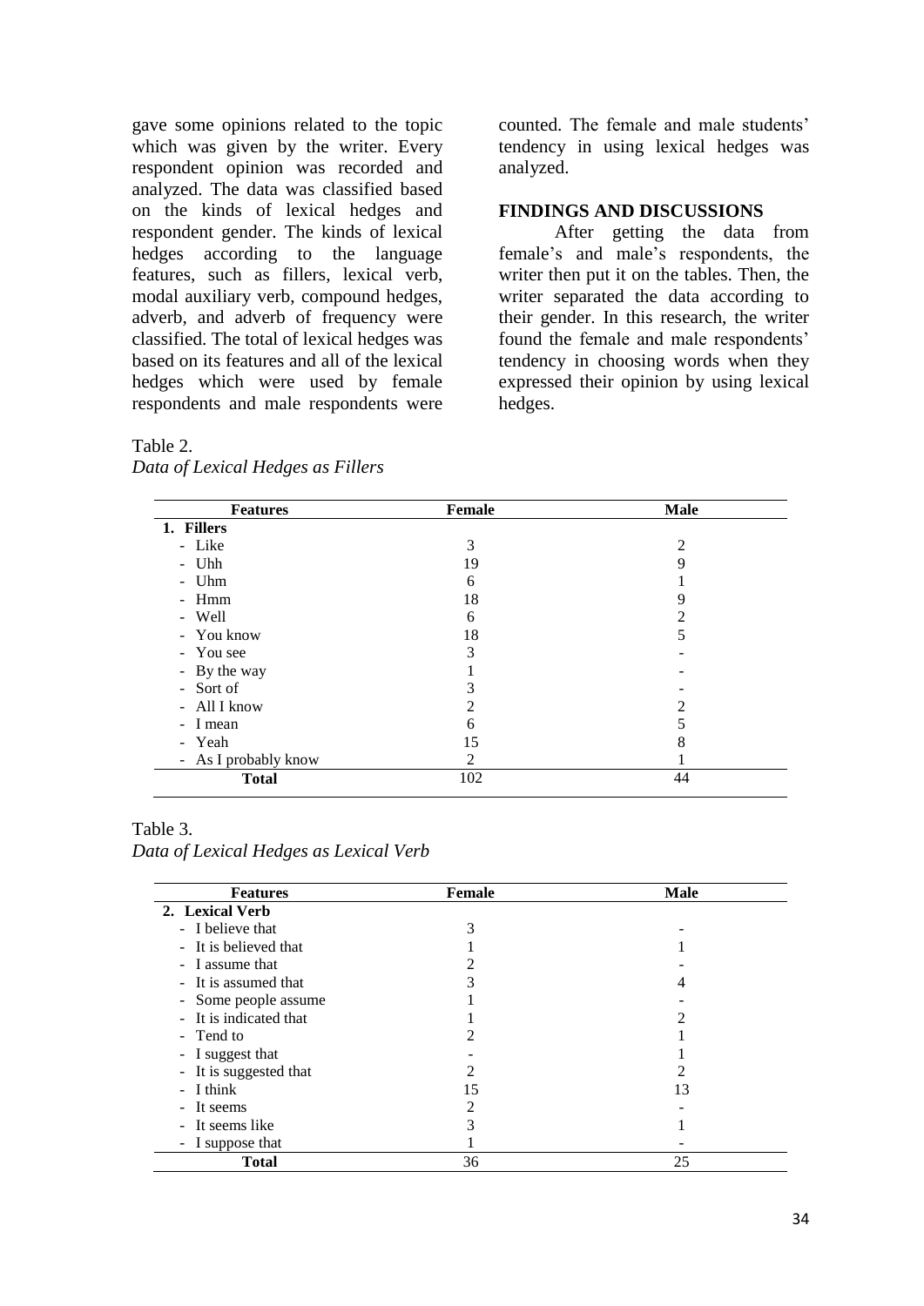gave some opinions related to the topic which was given by the writer. Every respondent opinion was recorded and analyzed. The data was classified based on the kinds of lexical hedges and respondent gender. The kinds of lexical hedges according to the language features, such as fillers, lexical verb, modal auxiliary verb, compound hedges, adverb, and adverb of frequency were classified. The total of lexical hedges was based on its features and all of the lexical hedges which were used by female respondents and male respondents were counted. The female and male students' tendency in using lexical hedges was analyzed.

## FINDINGS AND DISCUSSIONS

After getting the data from female's and male's respondents, the writer then put it on the tables. Then, the writer separated the data according to their gender. In this research, the writer found the female and male respondents' tendency in choosing words when they expressed their opinion by using lexical hedges.

Table 2.
*Data of Lexical Hedges as Fillers*

| Features | Female | Male |
|---|---|---|
| **1. Fillers** | | |
| - Like | 3 | 2 |
| - Uhh | 19 | 9 |
| - Uhm | 6 | 1 |
| - Hmm | 18 | 9 |
| - Well | 6 | 2 |
| - You know | 18 | 5 |
| - You see | 3 | - |
| - By the way | 1 | - |
| - Sort of | 3 | - |
| - All I know | 2 | 2 |
| - I mean | 6 | 5 |
| - Yeah | 15 | 8 |
| - As I probably know | 2 | 1 |
| **Total** | 102 | 44 |

Table 3.
*Data of Lexical Hedges as Lexical Verb*

| Features | Female | Male |
|---|---|---|
| **2. Lexical Verb** | | |
| - I believe that | 3 | - |
| - It is believed that | 1 | 1 |
| - I assume that | 2 | - |
| - It is assumed that | 3 | 4 |
| - Some people assume | 1 | - |
| - It is indicated that | 1 | 2 |
| - Tend to | 2 | 1 |
| - I suggest that | - | 1 |
| - It is suggested that | 2 | 2 |
| - I think | 15 | 13 |
| - It seems | 2 | - |
| - It seems like | 3 | 1 |
| - I suppose that | 1 | - |
| **Total** | 36 | 25 |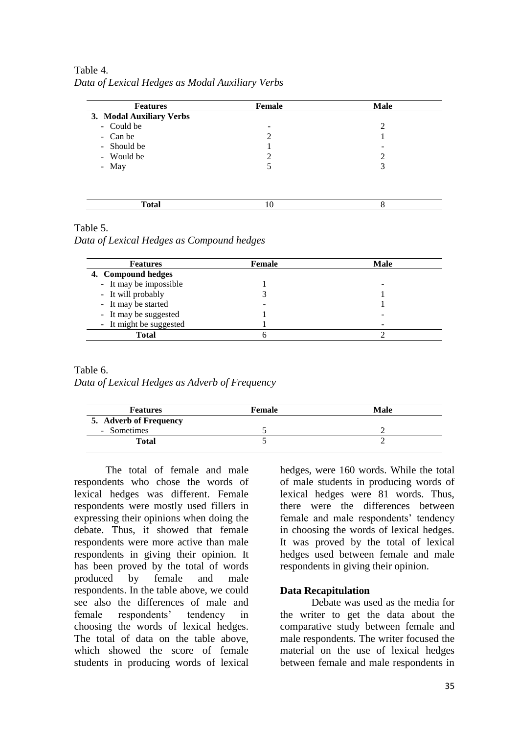Table 4.
*Data of Lexical Hedges as Modal Auxiliary Verbs*

| Features | Female | Male |
|---|---|---|
| **3. Modal Auxiliary Verbs** | | |
| - Could be | - | 2 |
| - Can be | 2 | 1 |
| - Should be | 1 | - |
| - Would be | 2 | 2 |
| - May | 5 | 3 |
| **Total** | 10 | 8 |

Table 5.
*Data of Lexical Hedges as Compound hedges*

| Features | Female | Male |
|---|---|---|
| **4. Compound hedges** | | |
| - It may be impossible | 1 | - |
| - It will probably | 3 | 1 |
| - It may be started | - | 1 |
| - It may be suggested | 1 | - |
| - It might be suggested | 1 | - |
| **Total** | 6 | 2 |

Table 6.
*Data of Lexical Hedges as Adverb of Frequency*

| Features | Female | Male |
|---|---|---|
| **5. Adverb of Frequency** | | |
| - Sometimes | 5 | 2 |
| **Total** | 5 | 2 |

The total of female and male respondents who chose the words of lexical hedges was different. Female respondents were mostly used fillers in expressing their opinions when doing the debate. Thus, it showed that female respondents were more active than male respondents in giving their opinion. It has been proved by the total of words produced by female and male respondents. In the table above, we could see also the differences of male and female respondents' tendency in choosing the words of lexical hedges. The total of data on the table above, which showed the score of female students in producing words of lexical hedges, were 160 words. While the total of male students in producing words of lexical hedges were 81 words. Thus, there were the differences between female and male respondents' tendency in choosing the words of lexical hedges. It was proved by the total of lexical hedges used between female and male respondents in giving their opinion.

**Data Recapitulation**

Debate was used as the media for the writer to get the data about the comparative study between female and male respondents. The writer focused the material on the use of lexical hedges between female and male respondents in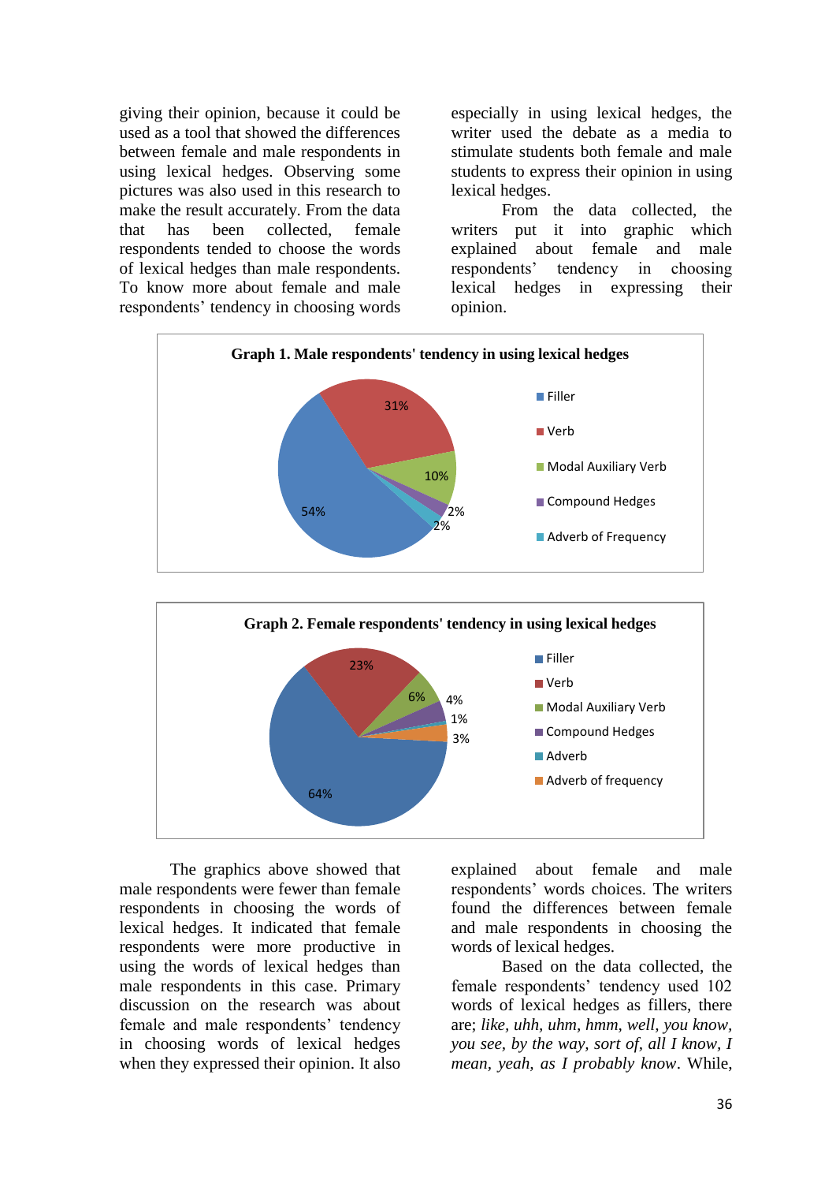giving their opinion, because it could be used as a tool that showed the differences between female and male respondents in using lexical hedges. Observing some pictures was also used in this research to make the result accurately. From the data that has been collected, female respondents tended to choose the words of lexical hedges than male respondents. To know more about female and male respondents' tendency in choosing words especially in using lexical hedges, the writer used the debate as a media to stimulate students both female and male students to express their opinion in using lexical hedges.

From the data collected, the writers put it into graphic which explained about female and male respondents' tendency in choosing lexical hedges in expressing their opinion.

**Graph 1. Male respondents' tendency in using lexical hedges**

| Category | Percentage |
|---|---|
| Filler | 54% |
| Verb | 31% |
| Modal Auxiliary Verb | 10% |
| Compound Hedges | 2% |
| Adverb of Frequency | 2% |

**Graph 2. Female respondents' tendency in using lexical hedges**

| Category | Percentage |
|---|---|
| Filler | 64% |
| Verb | 23% |
| Modal Auxiliary Verb | 6% |
| Compound Hedges | 4% |
| Adverb | 1% |
| Adverb of frequency | 3% |

The graphics above showed that male respondents were fewer than female respondents in choosing the words of lexical hedges. It indicated that female respondents were more productive in using the words of lexical hedges than male respondents in this case. Primary discussion on the research was about female and male respondents' tendency in choosing words of lexical hedges when they expressed their opinion. It also explained about female and male respondents' words choices. The writers found the differences between female and male respondents in choosing the words of lexical hedges.

Based on the data collected, the female respondents' tendency used 102 words of lexical hedges as fillers, there are; *like, uhh, uhm, hmm, well, you know, you see, by the way, sort of, all I know, I mean, yeah, as I probably know*. While,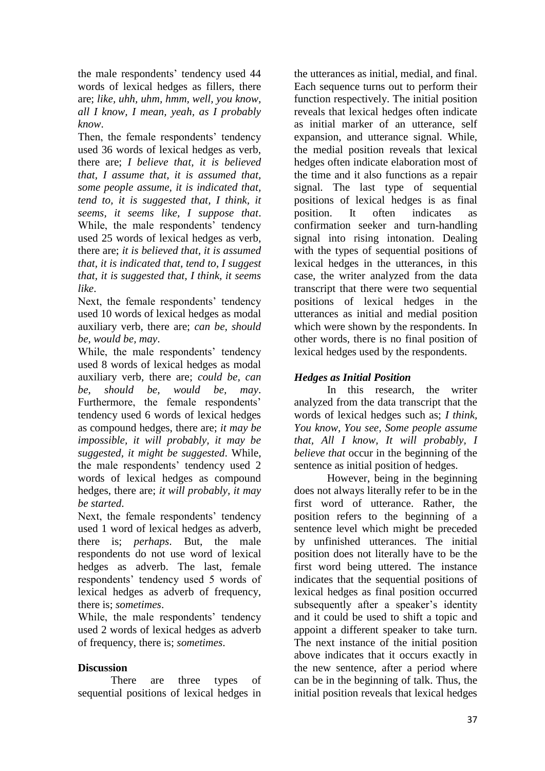the male respondents' tendency used 44 words of lexical hedges as fillers, there are; *like, uhh, uhm, hmm, well, you know, all I know, I mean, yeah, as I probably know*.

Then, the female respondents' tendency used 36 words of lexical hedges as verb, there are; *I believe that, it is believed that, I assume that, it is assumed that, some people assume, it is indicated that, tend to, it is suggested that, I think, it seems, it seems like, I suppose that*. While, the male respondents' tendency used 25 words of lexical hedges as verb, there are; *it is believed that, it is assumed that, it is indicated that, tend to, I suggest that, it is suggested that, I think, it seems like*.

Next, the female respondents' tendency used 10 words of lexical hedges as modal auxiliary verb, there are; *can be, should be, would be, may*.

While, the male respondents' tendency used 8 words of lexical hedges as modal auxiliary verb, there are; *could be, can be, should be, would be, may*. Furthermore, the female respondents' tendency used 6 words of lexical hedges as compound hedges, there are; *it may be impossible, it will probably, it may be suggested, it might be suggested*. While, the male respondents' tendency used 2 words of lexical hedges as compound hedges, there are; *it will probably, it may be started*.

Next, the female respondents' tendency used 1 word of lexical hedges as adverb, there is; *perhaps*. But, the male respondents do not use word of lexical hedges as adverb. The last, female respondents' tendency used 5 words of lexical hedges as adverb of frequency, there is; *sometimes*.

While, the male respondents' tendency used 2 words of lexical hedges as adverb of frequency, there is; *sometimes*.

## Discussion

There are three types of sequential positions of lexical hedges in the utterances as initial, medial, and final. Each sequence turns out to perform their function respectively. The initial position reveals that lexical hedges often indicate as initial marker of an utterance, self expansion, and utterance signal. While, the medial position reveals that lexical hedges often indicate elaboration most of the time and it also functions as a repair signal. The last type of sequential positions of lexical hedges is as final position. It often indicates as confirmation seeker and turn-handling signal into rising intonation. Dealing with the types of sequential positions of lexical hedges in the utterances, in this case, the writer analyzed from the data transcript that there were two sequential positions of lexical hedges in the utterances as initial and medial position which were shown by the respondents. In other words, there is no final position of lexical hedges used by the respondents.

### *Hedges as Initial Position*

In this research, the writer analyzed from the data transcript that the words of lexical hedges such as; *I think, You know, You see, Some people assume that, All I know, It will probably, I believe that* occur in the beginning of the sentence as initial position of hedges.

However, being in the beginning does not always literally refer to be in the first word of utterance. Rather, the position refers to the beginning of a sentence level which might be preceded by unfinished utterances. The initial position does not literally have to be the first word being uttered. The instance indicates that the sequential positions of lexical hedges as final position occurred subsequently after a speaker's identity and it could be used to shift a topic and appoint a different speaker to take turn. The next instance of the initial position above indicates that it occurs exactly in the new sentence, after a period where can be in the beginning of talk. Thus, the initial position reveals that lexical hedges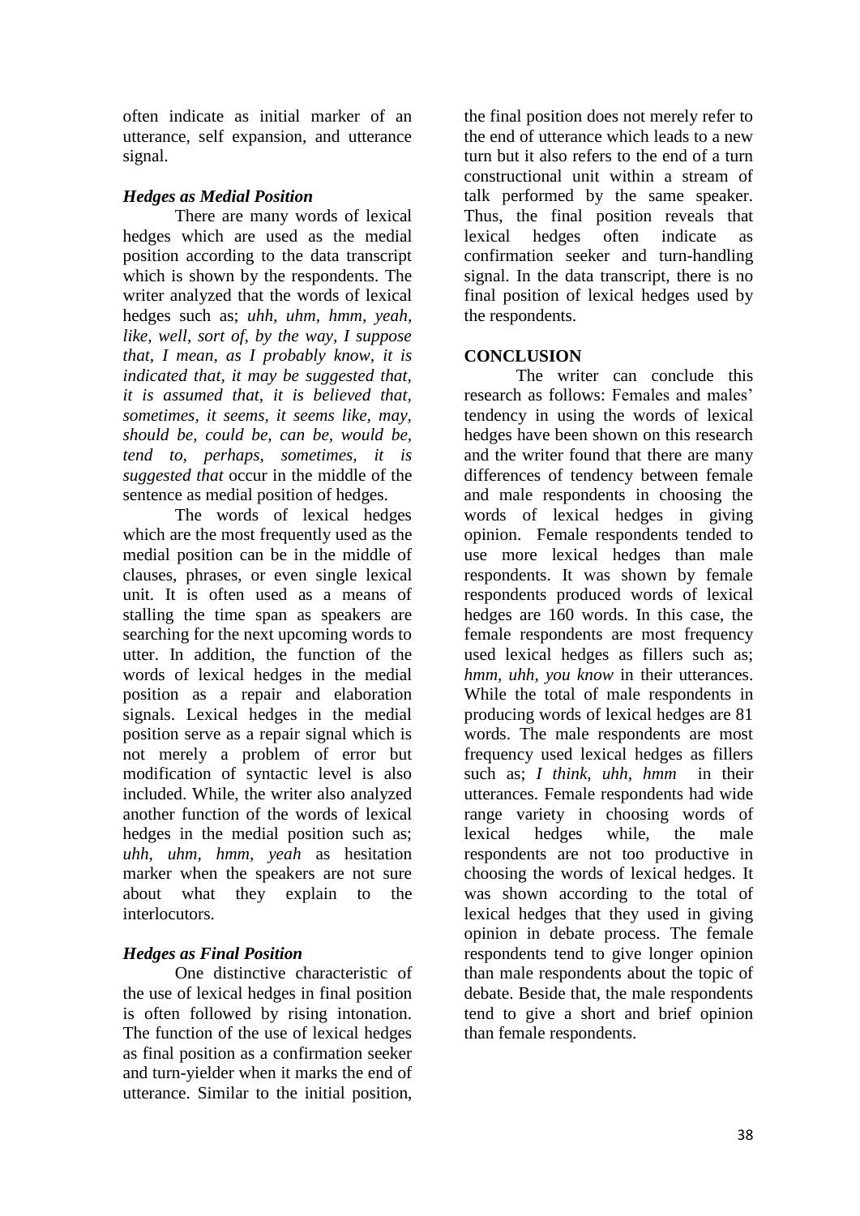often indicate as initial marker of an utterance, self expansion, and utterance signal.

### *Hedges as Medial Position*

There are many words of lexical hedges which are used as the medial position according to the data transcript which is shown by the respondents. The writer analyzed that the words of lexical hedges such as; *uhh, uhm, hmm, yeah, like, well, sort of, by the way, I suppose that, I mean, as I probably know, it is indicated that, it may be suggested that, it is assumed that, it is believed that, sometimes, it seems, it seems like, may, should be, could be, can be, would be, tend to, perhaps, sometimes, it is suggested that* occur in the middle of the sentence as medial position of hedges.

The words of lexical hedges which are the most frequently used as the medial position can be in the middle of clauses, phrases, or even single lexical unit. It is often used as a means of stalling the time span as speakers are searching for the next upcoming words to utter. In addition, the function of the words of lexical hedges in the medial position as a repair and elaboration signals. Lexical hedges in the medial position serve as a repair signal which is not merely a problem of error but modification of syntactic level is also included. While, the writer also analyzed another function of the words of lexical hedges in the medial position such as; *uhh, uhm, hmm, yeah* as hesitation marker when the speakers are not sure about what they explain to the interlocutors.

### *Hedges as Final Position*

One distinctive characteristic of the use of lexical hedges in final position is often followed by rising intonation. The function of the use of lexical hedges as final position as a confirmation seeker and turn-yielder when it marks the end of utterance. Similar to the initial position, the final position does not merely refer to the end of utterance which leads to a new turn but it also refers to the end of a turn constructional unit within a stream of talk performed by the same speaker. Thus, the final position reveals that lexical hedges often indicate as confirmation seeker and turn-handling signal. In the data transcript, there is no final position of lexical hedges used by the respondents.

## CONCLUSION

The writer can conclude this research as follows: Females and males' tendency in using the words of lexical hedges have been shown on this research and the writer found that there are many differences of tendency between female and male respondents in choosing the words of lexical hedges in giving opinion. Female respondents tended to use more lexical hedges than male respondents. It was shown by female respondents produced words of lexical hedges are 160 words. In this case, the female respondents are most frequency used lexical hedges as fillers such as; *hmm, uhh, you know* in their utterances. While the total of male respondents in producing words of lexical hedges are 81 words. The male respondents are most frequency used lexical hedges as fillers such as; *I think, uhh, hmm* in their utterances. Female respondents had wide range variety in choosing words of lexical hedges while, the male respondents are not too productive in choosing the words of lexical hedges. It was shown according to the total of lexical hedges that they used in giving opinion in debate process. The female respondents tend to give longer opinion than male respondents about the topic of debate. Beside that, the male respondents tend to give a short and brief opinion than female respondents.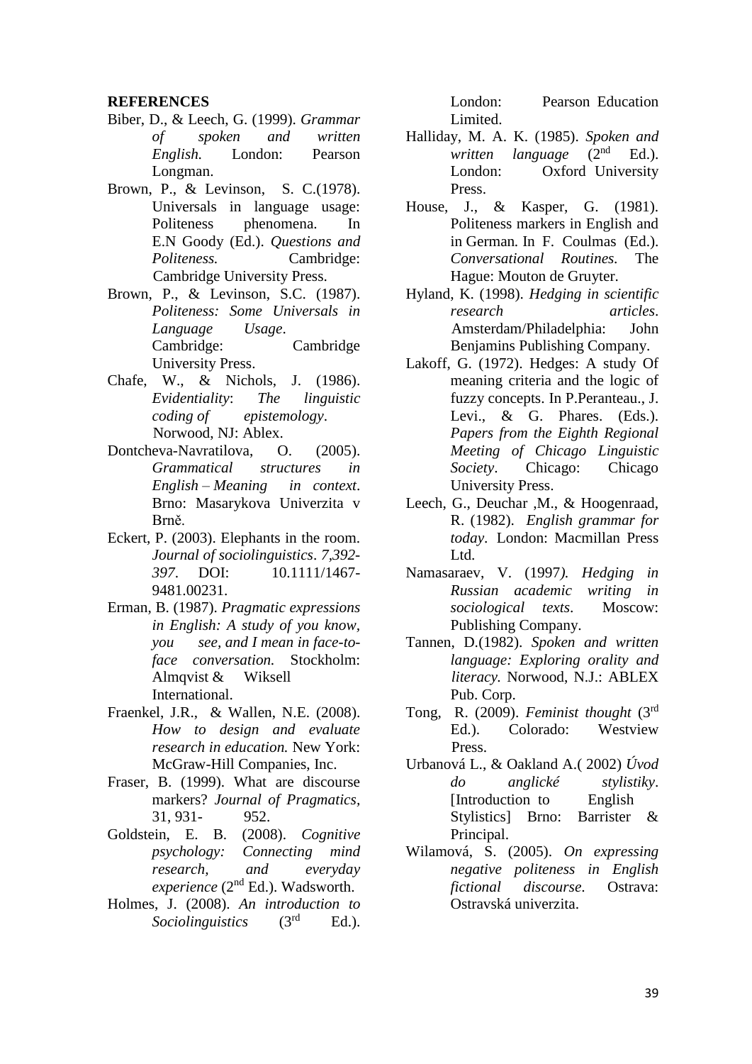**REFERENCES**

Biber, D., & Leech, G. (1999). *Grammar of spoken and written English.* London: Pearson Longman.

Brown, P., & Levinson, S. C.(1978). Universals in language usage: Politeness phenomena. In E.N Goody (Ed.). *Questions and Politeness.* Cambridge: Cambridge University Press.

Brown, P., & Levinson, S.C. (1987). *Politeness: Some Universals in Language Usage*. Cambridge: Cambridge University Press.

Chafe, W., & Nichols, J. (1986). *Evidentiality*: *The linguistic coding of epistemology*. Norwood, NJ: Ablex.

Dontcheva-Navratilova, O. (2005). *Grammatical structures in English – Meaning in context*. Brno: Masarykova Univerzita v Brně.

Eckert, P. (2003). Elephants in the room. *Journal of sociolinguistics*. *7,392-397*. DOI: 10.1111/1467-9481.00231.

Erman, B. (1987). *Pragmatic expressions in English: A study of you know, you see, and I mean in face-to-face conversation.* Stockholm: Almqvist & Wiksell International.

Fraenkel, J.R., & Wallen, N.E. (2008). *How to design and evaluate research in education.* New York: McGraw-Hill Companies, Inc.

Fraser, B. (1999). What are discourse markers? *Journal of Pragmatics,* 31, 931- 952.

Goldstein, E. B. (2008). *Cognitive psychology: Connecting mind research, and everyday experience* (2nd Ed.). Wadsworth.

Holmes, J. (2008). *An introduction to Sociolinguistics* (3rd Ed.). London: Pearson Education Limited.

Halliday, M. A. K. (1985). *Spoken and written language* (2nd Ed.). London: Oxford University Press.

House, J., & Kasper, G. (1981). Politeness markers in English and in German. In F. Coulmas (Ed.). *Conversational Routines*. The Hague: Mouton de Gruyter.

Hyland, K. (1998). *Hedging in scientific research articles*. Amsterdam/Philadelphia: John Benjamins Publishing Company.

Lakoff, G. (1972). Hedges: A study Of meaning criteria and the logic of fuzzy concepts. In P.Peranteau., J. Levi., & G. Phares. (Eds.). *Papers from the Eighth Regional Meeting of Chicago Linguistic Society*. Chicago: Chicago University Press.

Leech, G., Deuchar ,M., & Hoogenraad, R. (1982). *English grammar for today*. London: Macmillan Press Ltd.

Namasaraev, V. (1997*). Hedging in Russian academic writing in sociological texts*. Moscow: Publishing Company.

Tannen, D.(1982). *Spoken and written language: Exploring orality and literacy.* Norwood, N.J.: ABLEX Pub. Corp.

Tong, R. (2009). *Feminist thought* (3rd Ed.). Colorado: Westview Press.

Urbanová L., & Oakland A.( 2002) *Úvod do anglické stylistiky*. [Introduction to English Stylistics] Brno: Barrister & Principal.

Wilamová, S. (2005). *On expressing negative politeness in English fictional discourse*. Ostrava: Ostravská univerzita.